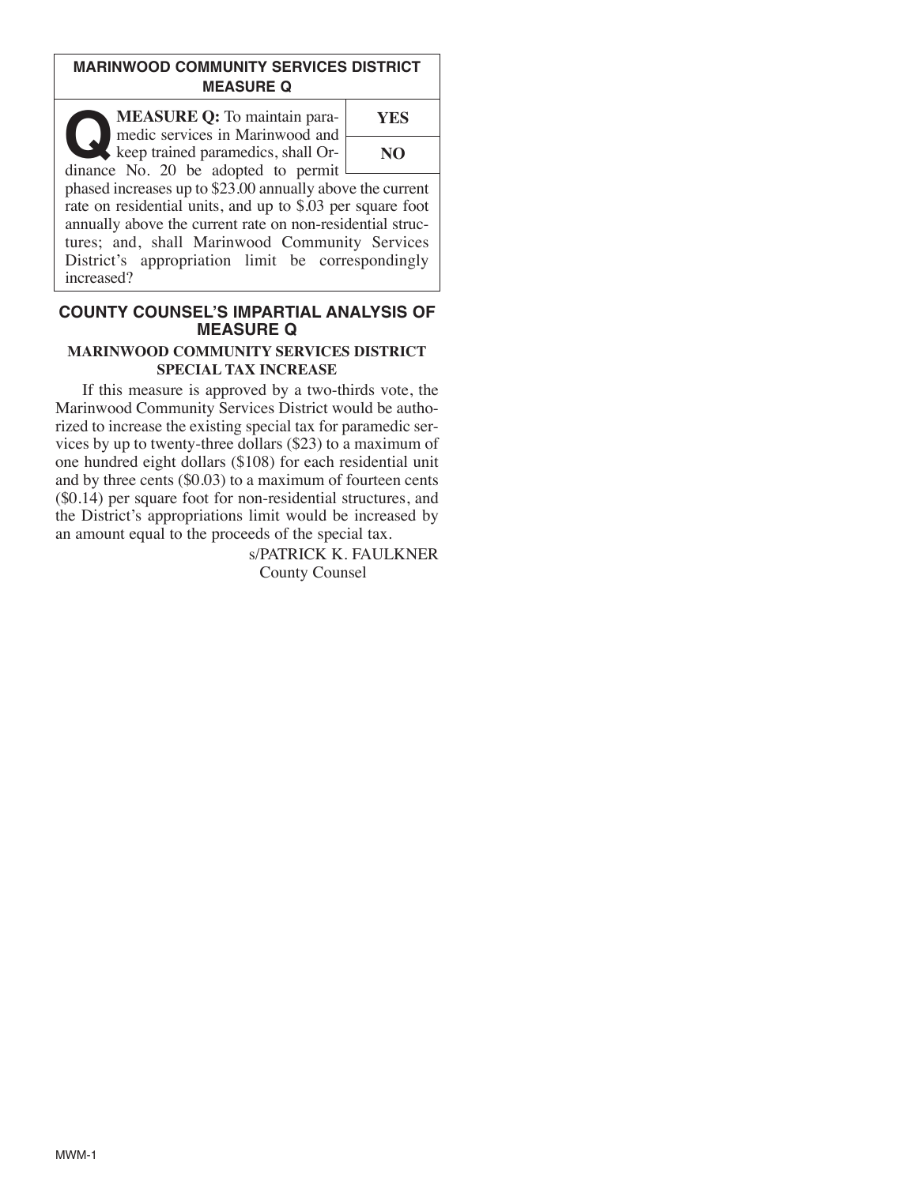## MARINWOOD COMMUNITY SERVICES DISTRICT
## MEASURE Q

| **MEASURE Q:** To maintain paramedic services in Marinwood and keep trained paramedics, shall Ordinance No. 20 be adopted to permit phased increases up to $23.00 annually above the current rate on residential units, and up to $.03 per square foot annually above the current rate on non-residential structures; and, shall Marinwood Community Services District's appropriation limit be correspondingly increased? | **YES** |
|---|---|
| | **NO** |

## COUNTY COUNSEL'S IMPARTIAL ANALYSIS OF MEASURE Q

### MARINWOOD COMMUNITY SERVICES DISTRICT SPECIAL TAX INCREASE

If this measure is approved by a two-thirds vote, the Marinwood Community Services District would be authorized to increase the existing special tax for paramedic services by up to twenty-three dollars ($23) to a maximum of one hundred eight dollars ($108) for each residential unit and by three cents ($0.03) to a maximum of fourteen cents ($0.14) per square foot for non-residential structures, and the District's appropriations limit would be increased by an amount equal to the proceeds of the special tax.

s/PATRICK K. FAULKNER
County Counsel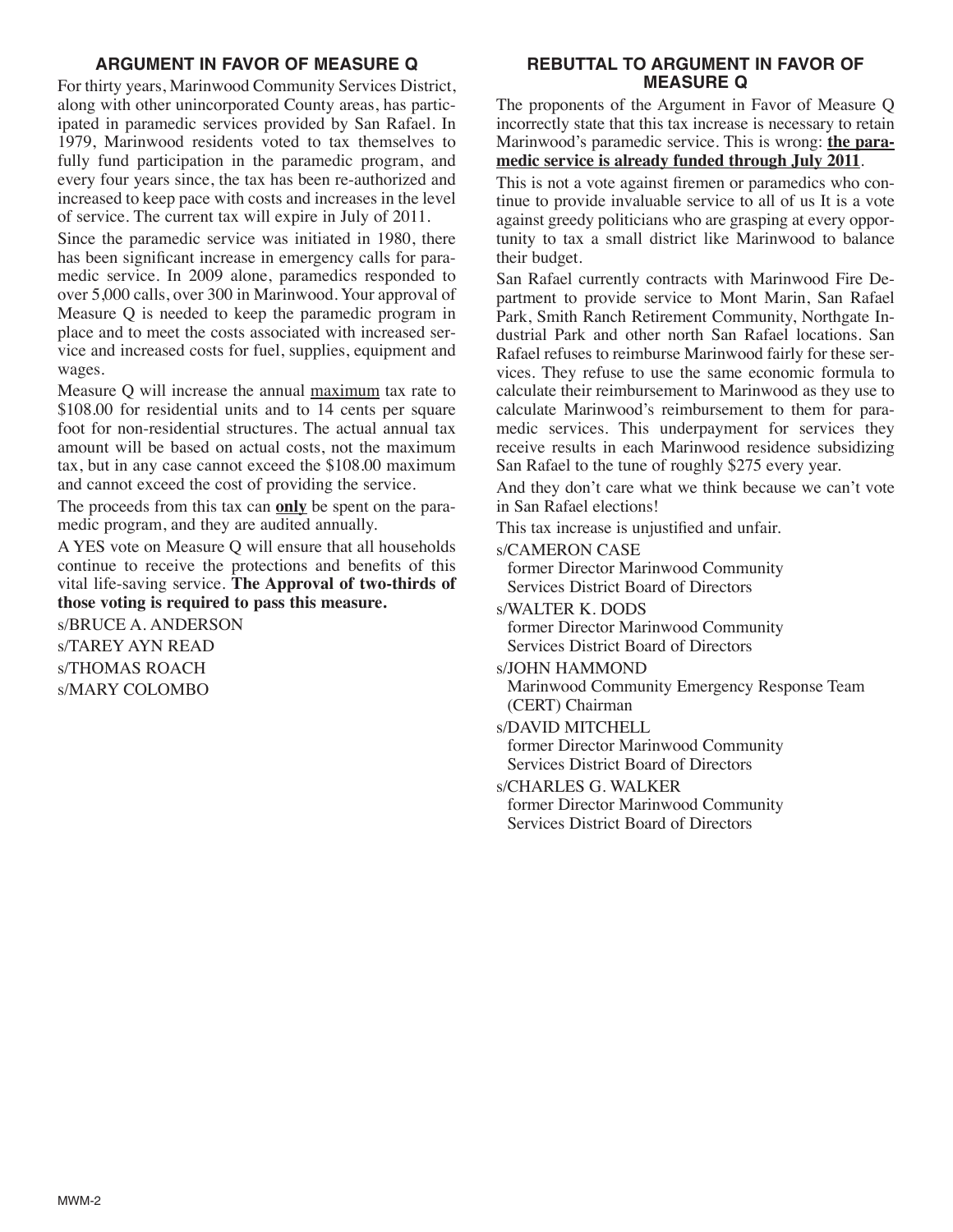## ARGUMENT IN FAVOR OF MEASURE Q

For thirty years, Marinwood Community Services District, along with other unincorporated County areas, has participated in paramedic services provided by San Rafael. In 1979, Marinwood residents voted to tax themselves to fully fund participation in the paramedic program, and every four years since, the tax has been re-authorized and increased to keep pace with costs and increases in the level of service. The current tax will expire in July of 2011.

Since the paramedic service was initiated in 1980, there has been significant increase in emergency calls for paramedic service. In 2009 alone, paramedics responded to over 5,000 calls, over 300 in Marinwood. Your approval of Measure Q is needed to keep the paramedic program in place and to meet the costs associated with increased service and increased costs for fuel, supplies, equipment and wages.

Measure Q will increase the annual maximum tax rate to \$108.00 for residential units and to 14 cents per square foot for non-residential structures. The actual annual tax amount will be based on actual costs, not the maximum tax, but in any case cannot exceed the \$108.00 maximum and cannot exceed the cost of providing the service.

The proceeds from this tax can **only** be spent on the paramedic program, and they are audited annually.

A YES vote on Measure Q will ensure that all households continue to receive the protections and benefits of this vital life-saving service. **The Approval of two-thirds of those voting is required to pass this measure.**

s/BRUCE A. ANDERSON

s/TAREY AYN READ

s/THOMAS ROACH

s/MARY COLOMBO

## REBUTTAL TO ARGUMENT IN FAVOR OF MEASURE Q

The proponents of the Argument in Favor of Measure Q incorrectly state that this tax increase is necessary to retain Marinwood's paramedic service. This is wrong: **the paramedic service is already funded through July 2011**.

This is not a vote against firemen or paramedics who continue to provide invaluable service to all of us It is a vote against greedy politicians who are grasping at every opportunity to tax a small district like Marinwood to balance their budget.

San Rafael currently contracts with Marinwood Fire Department to provide service to Mont Marin, San Rafael Park, Smith Ranch Retirement Community, Northgate Industrial Park and other north San Rafael locations. San Rafael refuses to reimburse Marinwood fairly for these services. They refuse to use the same economic formula to calculate their reimbursement to Marinwood as they use to calculate Marinwood's reimbursement to them for paramedic services. This underpayment for services they receive results in each Marinwood residence subsidizing San Rafael to the tune of roughly \$275 every year.

And they don't care what we think because we can't vote in San Rafael elections!

This tax increase is unjustified and unfair.

s/CAMERON CASE
former Director Marinwood Community Services District Board of Directors

s/WALTER K. DODS
former Director Marinwood Community Services District Board of Directors

s/JOHN HAMMOND
Marinwood Community Emergency Response Team (CERT) Chairman

s/DAVID MITCHELL
former Director Marinwood Community Services District Board of Directors

s/CHARLES G. WALKER
former Director Marinwood Community Services District Board of Directors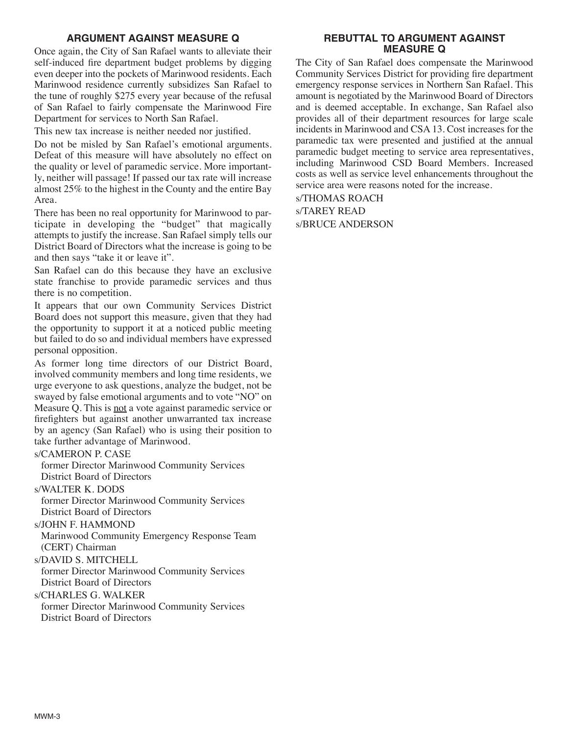## ARGUMENT AGAINST MEASURE Q

Once again, the City of San Rafael wants to alleviate their self-induced fire department budget problems by digging even deeper into the pockets of Marinwood residents. Each Marinwood residence currently subsidizes San Rafael to the tune of roughly $275 every year because of the refusal of San Rafael to fairly compensate the Marinwood Fire Department for services to North San Rafael.

This new tax increase is neither needed nor justified.

Do not be misled by San Rafael's emotional arguments. Defeat of this measure will have absolutely no effect on the quality or level of paramedic service. More importantly, neither will passage! If passed our tax rate will increase almost 25% to the highest in the County and the entire Bay Area.

There has been no real opportunity for Marinwood to participate in developing the "budget" that magically attempts to justify the increase. San Rafael simply tells our District Board of Directors what the increase is going to be and then says "take it or leave it".

San Rafael can do this because they have an exclusive state franchise to provide paramedic services and thus there is no competition.

It appears that our own Community Services District Board does not support this measure, given that they had the opportunity to support it at a noticed public meeting but failed to do so and individual members have expressed personal opposition.

As former long time directors of our District Board, involved community members and long time residents, we urge everyone to ask questions, analyze the budget, not be swayed by false emotional arguments and to vote "NO" on Measure Q. This is <u>not</u> a vote against paramedic service or firefighters but against another unwarranted tax increase by an agency (San Rafael) who is using their position to take further advantage of Marinwood.

s/CAMERON P. CASE
former Director Marinwood Community Services District Board of Directors

s/WALTER K. DODS
former Director Marinwood Community Services District Board of Directors

s/JOHN F. HAMMOND
Marinwood Community Emergency Response Team (CERT) Chairman

s/DAVID S. MITCHELL
former Director Marinwood Community Services District Board of Directors

s/CHARLES G. WALKER
former Director Marinwood Community Services District Board of Directors

## REBUTTAL TO ARGUMENT AGAINST MEASURE Q

The City of San Rafael does compensate the Marinwood Community Services District for providing fire department emergency response services in Northern San Rafael. This amount is negotiated by the Marinwood Board of Directors and is deemed acceptable. In exchange, San Rafael also provides all of their department resources for large scale incidents in Marinwood and CSA 13. Cost increases for the paramedic tax were presented and justified at the annual paramedic budget meeting to service area representatives, including Marinwood CSD Board Members. Increased costs as well as service level enhancements throughout the service area were reasons noted for the increase.

s/THOMAS ROACH

s/TAREY READ

s/BRUCE ANDERSON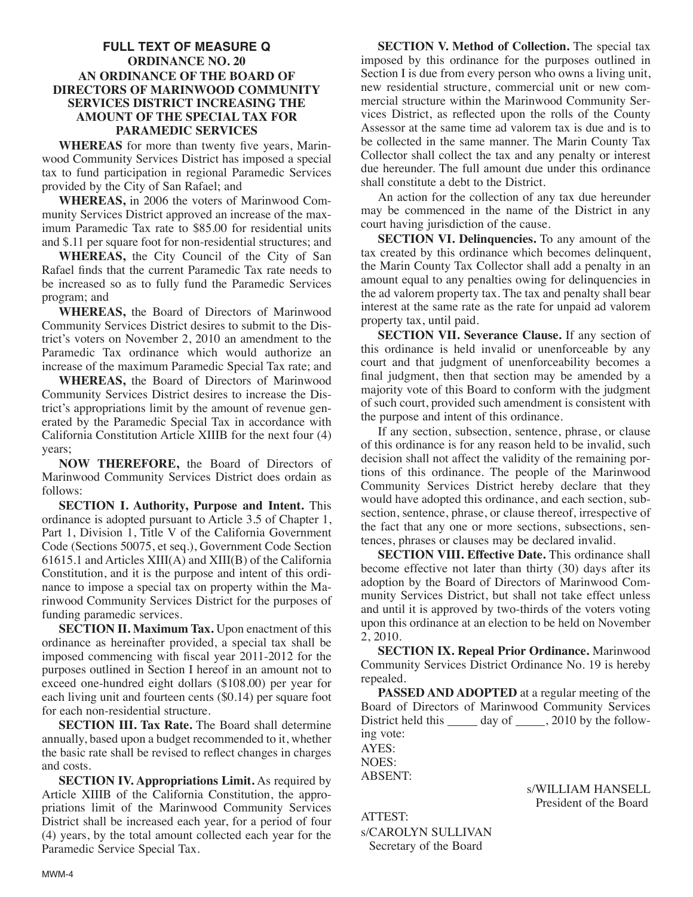# FULL TEXT OF MEASURE Q

## ORDINANCE NO. 20

## AN ORDINANCE OF THE BOARD OF DIRECTORS OF MARINWOOD COMMUNITY SERVICES DISTRICT INCREASING THE AMOUNT OF THE SPECIAL TAX FOR PARAMEDIC SERVICES

**WHEREAS** for more than twenty five years, Marinwood Community Services District has imposed a special tax to fund participation in regional Paramedic Services provided by the City of San Rafael; and

**WHEREAS,** in 2006 the voters of Marinwood Community Services District approved an increase of the maximum Paramedic Tax rate to $85.00 for residential units and $.11 per square foot for non-residential structures; and

**WHEREAS,** the City Council of the City of San Rafael finds that the current Paramedic Tax rate needs to be increased so as to fully fund the Paramedic Services program; and

**WHEREAS,** the Board of Directors of Marinwood Community Services District desires to submit to the District's voters on November 2, 2010 an amendment to the Paramedic Tax ordinance which would authorize an increase of the maximum Paramedic Special Tax rate; and

**WHEREAS,** the Board of Directors of Marinwood Community Services District desires to increase the District's appropriations limit by the amount of revenue generated by the Paramedic Special Tax in accordance with California Constitution Article XIIIB for the next four (4) years;

**NOW THEREFORE,** the Board of Directors of Marinwood Community Services District does ordain as follows:

**SECTION I. Authority, Purpose and Intent.** This ordinance is adopted pursuant to Article 3.5 of Chapter 1, Part 1, Division 1, Title V of the California Government Code (Sections 50075, et seq.), Government Code Section 61615.1 and Articles XIII(A) and XIII(B) of the California Constitution, and it is the purpose and intent of this ordinance to impose a special tax on property within the Marinwood Community Services District for the purposes of funding paramedic services.

**SECTION II. Maximum Tax.** Upon enactment of this ordinance as hereinafter provided, a special tax shall be imposed commencing with fiscal year 2011-2012 for the purposes outlined in Section I hereof in an amount not to exceed one-hundred eight dollars ($108.00) per year for each living unit and fourteen cents ($0.14) per square foot for each non-residential structure.

**SECTION III. Tax Rate.** The Board shall determine annually, based upon a budget recommended to it, whether the basic rate shall be revised to reflect changes in charges and costs.

**SECTION IV. Appropriations Limit.** As required by Article XIIIB of the California Constitution, the appropriations limit of the Marinwood Community Services District shall be increased each year, for a period of four (4) years, by the total amount collected each year for the Paramedic Service Special Tax.

**SECTION V. Method of Collection.** The special tax imposed by this ordinance for the purposes outlined in Section I is due from every person who owns a living unit, new residential structure, commercial unit or new commercial structure within the Marinwood Community Services District, as reflected upon the rolls of the County Assessor at the same time ad valorem tax is due and is to be collected in the same manner. The Marin County Tax Collector shall collect the tax and any penalty or interest due hereunder. The full amount due under this ordinance shall constitute a debt to the District.

An action for the collection of any tax due hereunder may be commenced in the name of the District in any court having jurisdiction of the cause.

**SECTION VI. Delinquencies.** To any amount of the tax created by this ordinance which becomes delinquent, the Marin County Tax Collector shall add a penalty in an amount equal to any penalties owing for delinquencies in the ad valorem property tax. The tax and penalty shall bear interest at the same rate as the rate for unpaid ad valorem property tax, until paid.

**SECTION VII. Severance Clause.** If any section of this ordinance is held invalid or unenforceable by any court and that judgment of unenforceability becomes a final judgment, then that section may be amended by a majority vote of this Board to conform with the judgment of such court, provided such amendment is consistent with the purpose and intent of this ordinance.

If any section, subsection, sentence, phrase, or clause of this ordinance is for any reason held to be invalid, such decision shall not affect the validity of the remaining portions of this ordinance. The people of the Marinwood Community Services District hereby declare that they would have adopted this ordinance, and each section, subsection, sentence, phrase, or clause thereof, irrespective of the fact that any one or more sections, subsections, sentences, phrases or clauses may be declared invalid.

**SECTION VIII. Effective Date.** This ordinance shall become effective not later than thirty (30) days after its adoption by the Board of Directors of Marinwood Community Services District, but shall not take effect unless and until it is approved by two-thirds of the voters voting upon this ordinance at an election to be held on November 2, 2010.

**SECTION IX. Repeal Prior Ordinance.** Marinwood Community Services District Ordinance No. 19 is hereby repealed.

**PASSED AND ADOPTED** at a regular meeting of the Board of Directors of Marinwood Community Services District held this _____ day of _____, 2010 by the following vote:

AYES:
NOES:
ABSENT:

s/WILLIAM HANSELL
President of the Board

ATTEST:
s/CAROLYN SULLIVAN
Secretary of the Board